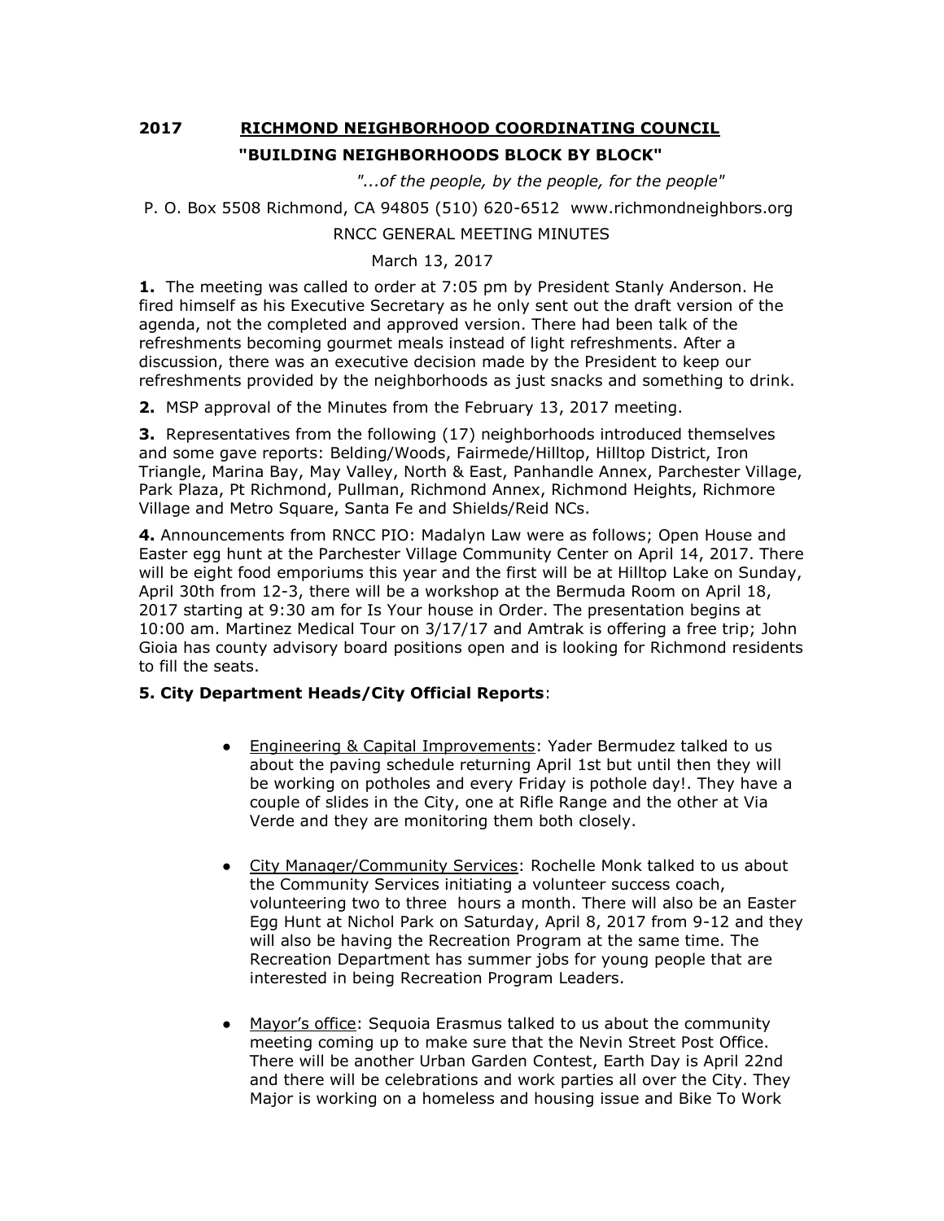## 2017 RICHMOND NEIGHBORHOOD COORDINATING COUNCIL

## "BUILDING NEIGHBORHOODS BLOCK BY BLOCK"

*"...of the people, by the people, for the people"*

P. O. Box 5508 Richmond, CA 94805 (510) 620-6512 www.richmondneighbors.org

RNCC GENERAL MEETING MINUTES

March 13, 2017

**1.** The meeting was called to order at 7:05 pm by President Stanly Anderson. He fired himself as his Executive Secretary as he only sent out the draft version of the agenda, not the completed and approved version. There had been talk of the refreshments becoming gourmet meals instead of light refreshments. After a discussion, there was an executive decision made by the President to keep our refreshments provided by the neighborhoods as just snacks and something to drink.

**2.** MSP approval of the Minutes from the February 13, 2017 meeting.

**3.** Representatives from the following (17) neighborhoods introduced themselves and some gave reports: Belding/Woods, Fairmede/Hilltop, Hilltop District, Iron Triangle, Marina Bay, May Valley, North & East, Panhandle Annex, Parchester Village, Park Plaza, Pt Richmond, Pullman, Richmond Annex, Richmond Heights, Richmore Village and Metro Square, Santa Fe and Shields/Reid NCs.

**4.** Announcements from RNCC PIO: Madalyn Law were as follows; Open House and Easter egg hunt at the Parchester Village Community Center on April 14, 2017. There will be eight food emporiums this year and the first will be at Hilltop Lake on Sunday, April 30th from 12-3, there will be a workshop at the Bermuda Room on April 18, 2017 starting at 9:30 am for Is Your house in Order. The presentation begins at 10:00 am. Martinez Medical Tour on 3/17/17 and Amtrak is offering a free trip; John Gioia has county advisory board positions open and is looking for Richmond residents to fill the seats.

**5. City Department Heads/City Official Reports**:

- <u>Engineering & Capital Improvements</u>: Yader Bermudez talked to us about the paving schedule returning April 1st but until then they will be working on potholes and every Friday is pothole day!. They have a couple of slides in the City, one at Rifle Range and the other at Via Verde and they are monitoring them both closely.

- <u>City Manager/Community Services</u>: Rochelle Monk talked to us about the Community Services initiating a volunteer success coach, volunteering two to three hours a month. There will also be an Easter Egg Hunt at Nichol Park on Saturday, April 8, 2017 from 9-12 and they will also be having the Recreation Program at the same time. The Recreation Department has summer jobs for young people that are interested in being Recreation Program Leaders.

- <u>Mayor's office</u>: Sequoia Erasmus talked to us about the community meeting coming up to make sure that the Nevin Street Post Office. There will be another Urban Garden Contest, Earth Day is April 22nd and there will be celebrations and work parties all over the City. They Major is working on a homeless and housing issue and Bike To Work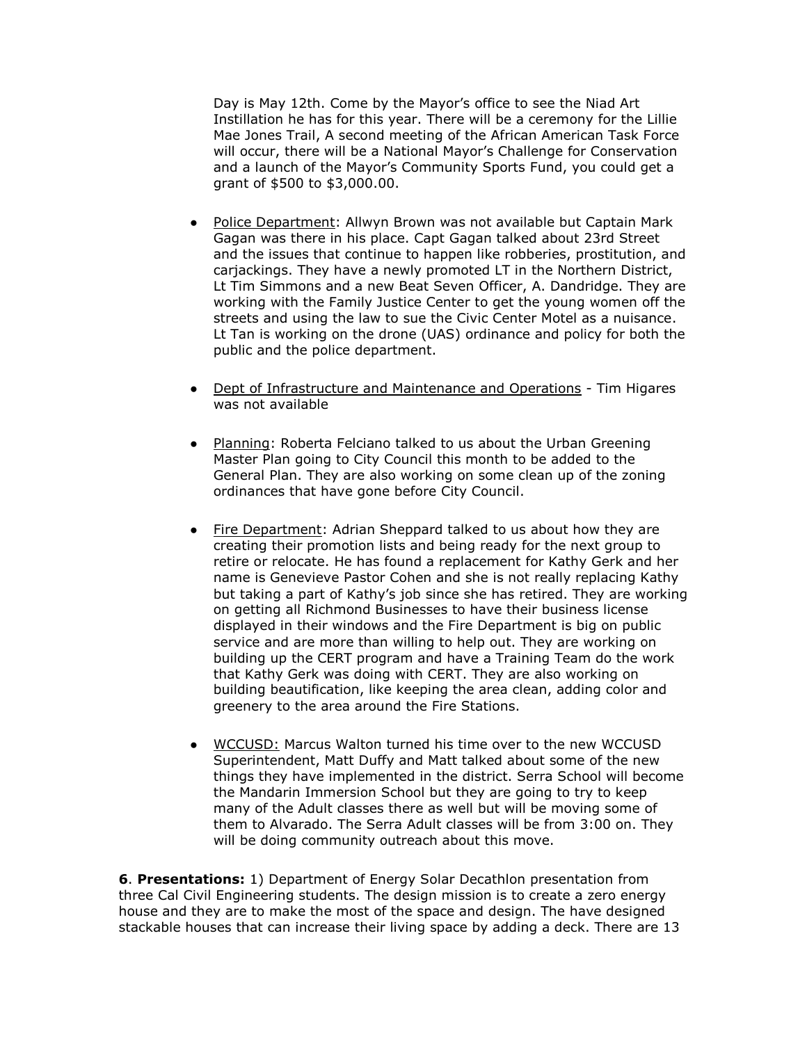Day is May 12th. Come by the Mayor's office to see the Niad Art Instillation he has for this year. There will be a ceremony for the Lillie Mae Jones Trail, A second meeting of the African American Task Force will occur, there will be a National Mayor's Challenge for Conservation and a launch of the Mayor's Community Sports Fund, you could get a grant of $500 to $3,000.00.

- Police Department: Allwyn Brown was not available but Captain Mark Gagan was there in his place. Capt Gagan talked about 23rd Street and the issues that continue to happen like robberies, prostitution, and carjackings. They have a newly promoted LT in the Northern District, Lt Tim Simmons and a new Beat Seven Officer, A. Dandridge. They are working with the Family Justice Center to get the young women off the streets and using the law to sue the Civic Center Motel as a nuisance. Lt Tan is working on the drone (UAS) ordinance and policy for both the public and the police department.

- Dept of Infrastructure and Maintenance and Operations - Tim Higares was not available

- Planning: Roberta Felciano talked to us about the Urban Greening Master Plan going to City Council this month to be added to the General Plan. They are also working on some clean up of the zoning ordinances that have gone before City Council.

- Fire Department: Adrian Sheppard talked to us about how they are creating their promotion lists and being ready for the next group to retire or relocate. He has found a replacement for Kathy Gerk and her name is Genevieve Pastor Cohen and she is not really replacing Kathy but taking a part of Kathy's job since she has retired. They are working on getting all Richmond Businesses to have their business license displayed in their windows and the Fire Department is big on public service and are more than willing to help out. They are working on building up the CERT program and have a Training Team do the work that Kathy Gerk was doing with CERT. They are also working on building beautification, like keeping the area clean, adding color and greenery to the area around the Fire Stations.

- WCCUSD: Marcus Walton turned his time over to the new WCCUSD Superintendent, Matt Duffy and Matt talked about some of the new things they have implemented in the district. Serra School will become the Mandarin Immersion School but they are going to try to keep many of the Adult classes there as well but will be moving some of them to Alvarado. The Serra Adult classes will be from 3:00 on. They will be doing community outreach about this move.

**6**. **Presentations:** 1) Department of Energy Solar Decathlon presentation from three Cal Civil Engineering students. The design mission is to create a zero energy house and they are to make the most of the space and design. The have designed stackable houses that can increase their living space by adding a deck. There are 13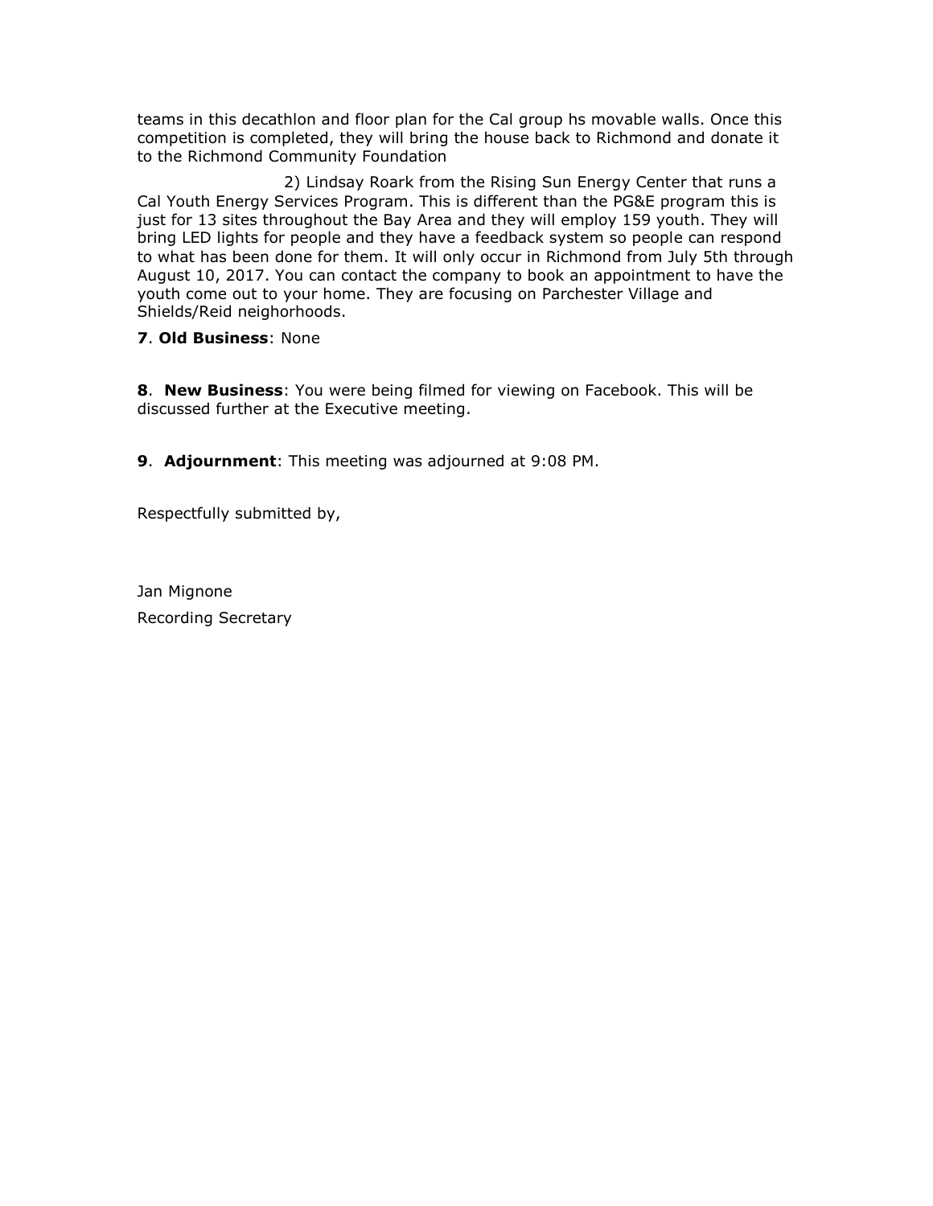teams in this decathlon and floor plan for the Cal group hs movable walls. Once this competition is completed, they will bring the house back to Richmond and donate it to the Richmond Community Foundation

2) Lindsay Roark from the Rising Sun Energy Center that runs a Cal Youth Energy Services Program. This is different than the PG&E program this is just for 13 sites throughout the Bay Area and they will employ 159 youth. They will bring LED lights for people and they have a feedback system so people can respond to what has been done for them. It will only occur in Richmond from July 5th through August 10, 2017. You can contact the company to book an appointment to have the youth come out to your home. They are focusing on Parchester Village and Shields/Reid neighorhoods.

**7**. **Old Business**: None

**8**. **New Business**: You were being filmed for viewing on Facebook. This will be discussed further at the Executive meeting.

**9**. **Adjournment**: This meeting was adjourned at 9:08 PM.

Respectfully submitted by,

Jan Mignone

Recording Secretary